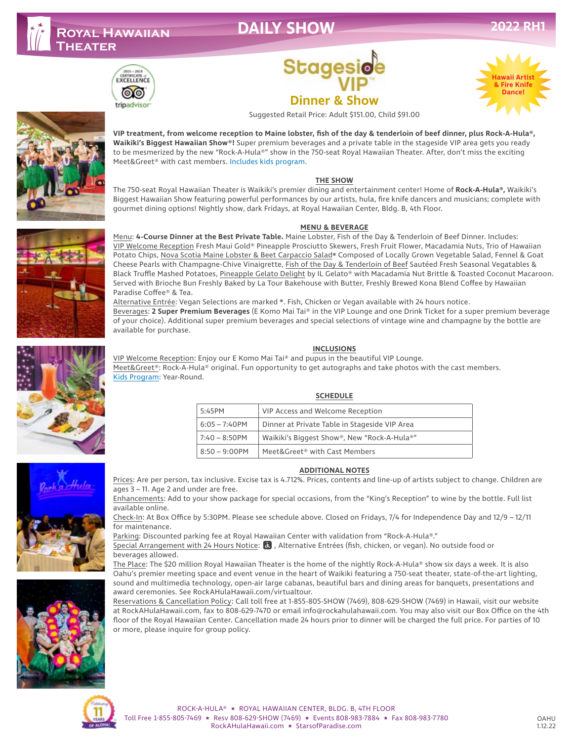# Royal Hawaiian Theater

## DAILY SHOW

2022 RH1

2015 – 2019 Certificate of Excellence tripadvisor

# Stageside VIP™

## Dinner & Show

Hawaii Artist & Fire Knife Dance!

Suggested Retail Price: Adult $151.00, Child $91.00

**VIP treatment, from welcome reception to Maine lobster, fish of the day & tenderloin of beef dinner, plus Rock-A-Hula®, Waikiki's Biggest Hawaiian Show®!** Super premium beverages and a private table in the stageside VIP area gets you ready to be mesmerized by the new "Rock-A-Hula®" show in the 750-seat Royal Hawaiian Theater. After, don't miss the exciting Meet&Greet® with cast members. Includes kids program.

### THE SHOW

The 750-seat Royal Hawaiian Theater is Waikiki's premier dining and entertainment center! Home of **Rock-A-Hula®,** Waikiki's Biggest Hawaiian Show featuring powerful performances by our artists, hula, fire knife dancers and musicians; complete with gourmet dining options! Nightly show, dark Fridays, at Royal Hawaiian Center, Bldg. B, 4th Floor.

### MENU & BEVERAGE

Menu: **4-Course Dinner at the Best Private Table.** Maine Lobster, Fish of the Day & Tenderloin of Beef Dinner. Includes: VIP Welcome Reception Fresh Maui Gold® Pineapple Prosciutto Skewers, Fresh Fruit Flower, Macadamia Nuts, Trio of Hawaiian Potato Chips, Nova Scotia Maine Lobster & Beet Carpaccio Salad* Composed of Locally Grown Vegetable Salad, Fennel & Goat Cheese Pearls with Champagne-Chive Vinaigrette, Fish of the Day & Tenderloin of Beef Sautéed Fresh Seasonal Vegatables & Black Truffle Mashed Potatoes, Pineapple Gelato Delight by IL Gelato® with Macadamia Nut Brittle & Toasted Coconut Macaroon. Served with Brioche Bun Freshly Baked by La Tour Bakehouse with Butter, Freshly Brewed Kona Blend Coffee by Hawaiian Paradise Coffee® & Tea.

Alternative Entrée: Vegan Selections are marked *. Fish, Chicken or Vegan available with 24 hours notice.

Beverages: **2 Super Premium Beverages** (E Komo Mai Tai® in the VIP Lounge and one Drink Ticket for a super premium beverage of your choice). Additional super premium beverages and special selections of vintage wine and champagne by the bottle are available for purchase.

### INCLUSIONS

VIP Welcome Reception: Enjoy our E Komo Mai Tai® and pupus in the beautiful VIP Lounge.
Meet&Greet®: Rock-A-Hula® original. Fun opportunity to get autographs and take photos with the cast members.
Kids Program: Year-Round.

### SCHEDULE

| Time | Activity |
|---|---|
| 5:45PM | VIP Access and Welcome Reception |
| 6:05 – 7:40PM | Dinner at Private Table in Stageside VIP Area |
| 7:40 – 8:50PM | Waikiki's Biggest Show®, New "Rock-A-Hula®" |
| 8:50 – 9:00PM | Meet&Greet® with Cast Members |

### ADDITIONAL NOTES

Prices: Are per person, tax inclusive. Excise tax is 4.712%. Prices, contents and line-up of artists subject to change. Children are ages 3 – 11. Age 2 and under are free.

Enhancements: Add to your show package for special occasions, from the "King's Reception" to wine by the bottle. Full list available online.

Check-In: At Box Office by 5:30PM. Please see schedule above. Closed on Fridays, 7/4 for Independence Day and 12/9 – 12/11 for maintenance.

Parking: Discounted parking fee at Royal Hawaiian Center with validation from "Rock-A-Hula®."

Special Arrangement with 24 Hours Notice: ♿, Alternative Entrées (fish, chicken, or vegan). No outside food or beverages allowed.

The Place: The $20 million Royal Hawaiian Theater is the home of the nightly Rock-A-Hula® show six days a week. It is also Oahu's premier meeting space and event venue in the heart of Waikiki featuring a 750-seat theater, state-of-the-art lighting, sound and multimedia technology, open-air large cabanas, beautiful bars and dining areas for banquets, presentations and award ceremonies. See RockAHulaHawaii.com/virtualtour.

Reservations & Cancellation Policy: Call toll free at 1-855-805-SHOW (7469), 808-629-SHOW (7469) in Hawaii, visit our website at RockAHulaHawaii.com, fax to 808-629-7470 or email info@rockahulahawaii.com. You may also visit our Box Office on the 4th floor of the Royal Hawaiian Center. Cancellation made 24 hours prior to dinner will be charged the full price. For parties of 10 or more, please inquire for group policy.

Celebrating 11 Years of Aloha!

ROCK-A-HULA® ★ ROYAL HAWAIIAN CENTER, BLDG. B, 4TH FLOOR
Toll Free 1-855-805-7469 ★ Resv 808-629-SHOW (7469) ★ Events 808-983-7884 ★ Fax 808-983-7780
RockAHulaHawaii.com ★ StarsofParadise.com

OAHU 1.12.22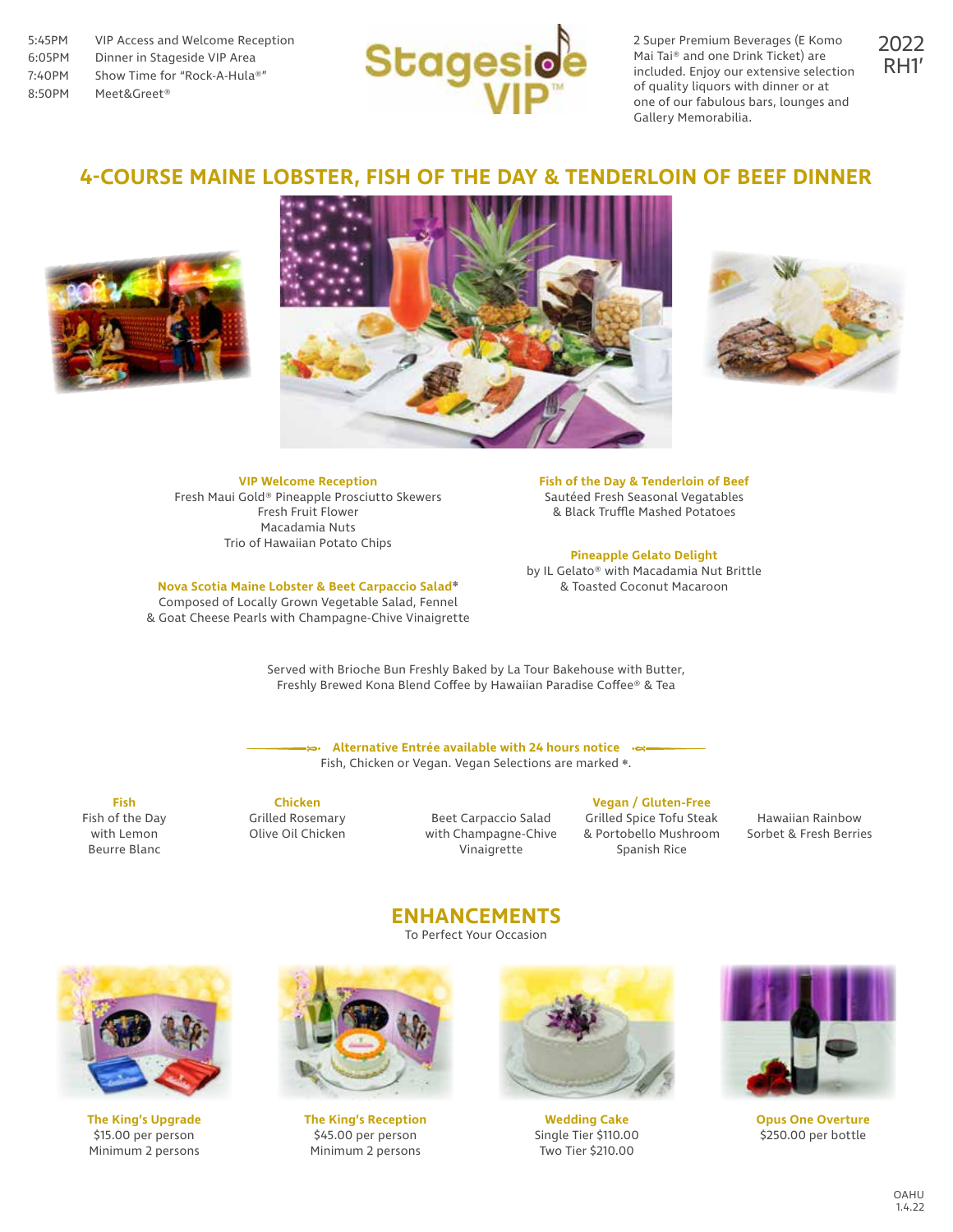5:45PM VIP Access and Welcome Reception
6:05PM Dinner in Stageside VIP Area
7:40PM Show Time for "Rock-A-Hula®"
8:50PM Meet&Greet®

Stageside VIP™

2 Super Premium Beverages (E Komo Mai Tai® and one Drink Ticket) are included. Enjoy our extensive selection of quality liquors with dinner or at one of our fabulous bars, lounges and Gallery Memorabilia.

2022 RH1'

# 4-COURSE MAINE LOBSTER, FISH OF THE DAY & TENDERLOIN OF BEEF DINNER

**VIP Welcome Reception**
Fresh Maui Gold® Pineapple Prosciutto Skewers
Fresh Fruit Flower
Macadamia Nuts
Trio of Hawaiian Potato Chips

**Nova Scotia Maine Lobster & Beet Carpaccio Salad***
Composed of Locally Grown Vegetable Salad, Fennel & Goat Cheese Pearls with Champagne-Chive Vinaigrette

**Fish of the Day & Tenderloin of Beef**
Sautéed Fresh Seasonal Vegatables
& Black Truffle Mashed Potatoes

**Pineapple Gelato Delight**
by IL Gelato® with Macadamia Nut Brittle
& Toasted Coconut Macaroon

Served with Brioche Bun Freshly Baked by La Tour Bakehouse with Butter,
Freshly Brewed Kona Blend Coffee by Hawaiian Paradise Coffee® & Tea

**Alternative Entrée available with 24 hours notice**
Fish, Chicken or Vegan. Vegan Selections are marked *.

**Fish**
Fish of the Day with Lemon Beurre Blanc

**Chicken**
Grilled Rosemary Olive Oil Chicken

Beet Carpaccio Salad with Champagne-Chive Vinaigrette

**Vegan / Gluten-Free**
Grilled Spice Tofu Steak & Portobello Mushroom Spanish Rice

Hawaiian Rainbow Sorbet & Fresh Berries

## ENHANCEMENTS

To Perfect Your Occasion

**The King's Upgrade**
$15.00 per person
Minimum 2 persons

**The King's Reception**
$45.00 per person
Minimum 2 persons

**Wedding Cake**
Single Tier $110.00
Two Tier $210.00

**Opus One Overture**
$250.00 per bottle

OAHU
1.4.22